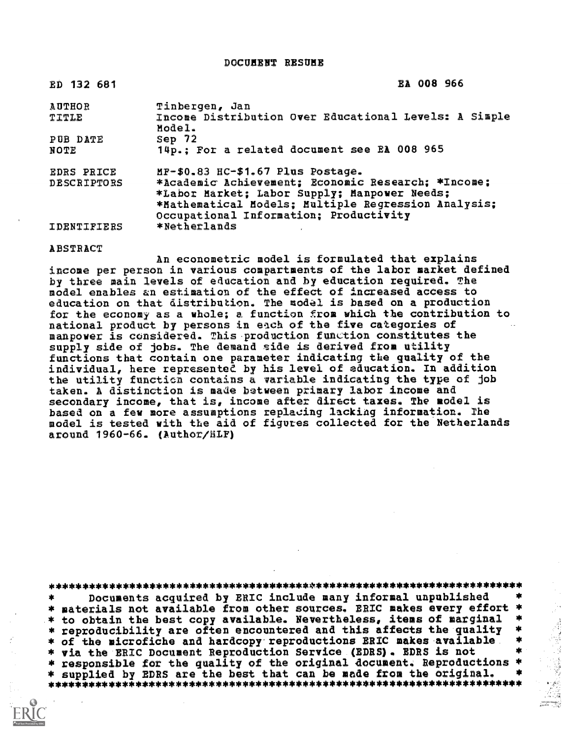# DOCUMENT RESUME

| | |
|---|---|
| ED 132 681 | EA 008 966 |
| AUTHOR | Tinbergen, Jan |
| TITLE | Income Distribution Over Educational Levels: A Simple Model. |
| PUB DATE | Sep 72 |
| NOTE | 14p.; For a related document see EA 008 965 |
| EDRS PRICE | MF-$0.83 HC-$1.67 Plus Postage. |
| DESCRIPTORS | *Academic Achievement; Economic Research; *Income; *Labor Market; Labor Supply; Manpower Needs; *Mathematical Models; Multiple Regression Analysis; Occupational Information; Productivity |
| IDENTIFIERS | *Netherlands |

ABSTRACT

An econometric model is formulated that explains income per person in various compartments of the labor market defined by three main levels of education and by education required. The model enables an estimation of the effect of increased access to education on that distribution. The model is based on a production for the economy as a whole; a function from which the contribution to national product by persons in each of the five categories of manpower is considered. This production function constitutes the supply side of jobs. The demand side is derived from utility functions that contain one parameter indicating the quality of the individual, here represented by his level of education. In addition the utility function contains a variable indicating the type of job taken. A distinction is made between primary labor income and secondary income, that is, income after direct taxes. The model is based on a few more assumptions replacing lacking information. The model is tested with the aid of figures collected for the Netherlands around 1960-66. (Author/MLF)

*********************************************************************
* Documents acquired by ERIC include many informal unpublished *
* materials not available from other sources. ERIC makes every effort *
* to obtain the best copy available. Nevertheless, items of marginal *
* reproducibility are often encountered and this affects the quality *
* of the microfiche and hardcopy reproductions ERIC makes available *
* via the ERIC Document Reproduction Service (EDRS). EDRS is not *
* responsible for the quality of the original document. Reproductions *
* supplied by EDRS are the best that can be made from the original. *
*********************************************************************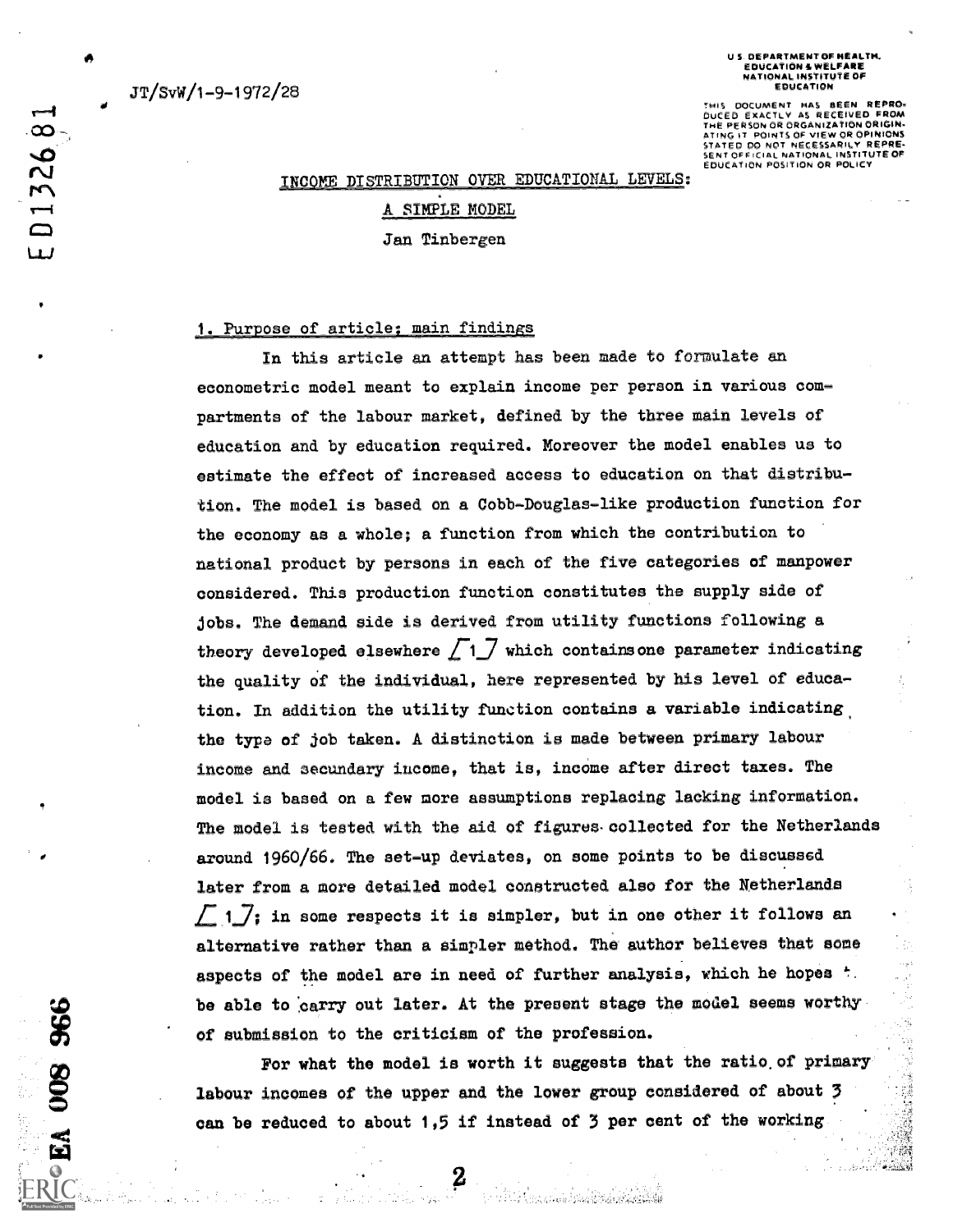JT/SvW/1-9-1972/28

U.S. DEPARTMENT OF HEALTH, EDUCATION & WELFARE NATIONAL INSTITUTE OF EDUCATION

THIS DOCUMENT HAS BEEN REPRODUCED EXACTLY AS RECEIVED FROM THE PERSON OR ORGANIZATION ORIGINATING IT. POINTS OF VIEW OR OPINIONS STATED DO NOT NECESSARILY REPRESENT OFFICIAL NATIONAL INSTITUTE OF EDUCATION POSITION OR POLICY

# INCOME DISTRIBUTION OVER EDUCATIONAL LEVELS: A SIMPLE MODEL

Jan Tinbergen

## 1. Purpose of article; main findings

In this article an attempt has been made to formulate an econometric model meant to explain income per person in various compartments of the labour market, defined by the three main levels of education and by education required. Moreover the model enables us to estimate the effect of increased access to education on that distribution. The model is based on a Cobb-Douglas-like production function for the economy as a whole; a function from which the contribution to national product by persons in each of the five categories of manpower considered. This production function constitutes the supply side of jobs. The demand side is derived from utility functions following a theory developed elsewhere [1] which contains one parameter indicating the quality of the individual, here represented by his level of education. In addition the utility function contains a variable indicating the type of job taken. A distinction is made between primary labour income and secundary income, that is, income after direct taxes. The model is based on a few more assumptions replacing lacking information. The model is tested with the aid of figures collected for the Netherlands around 1960/66. The set-up deviates, on some points to be discussed later from a more detailed model constructed also for the Netherlands [1]; in some respects it is simpler, but in one other it follows an alternative rather than a simpler method. The author believes that some aspects of the model are in need of further analysis, which he hopes to be able to carry out later. At the present stage the model seems worthy of submission to the criticism of the profession.

For what the model is worth it suggests that the ratio of primary labour incomes of the upper and the lower group considered of about 3 can be reduced to about 1,5 if instead of 3 per cent of the working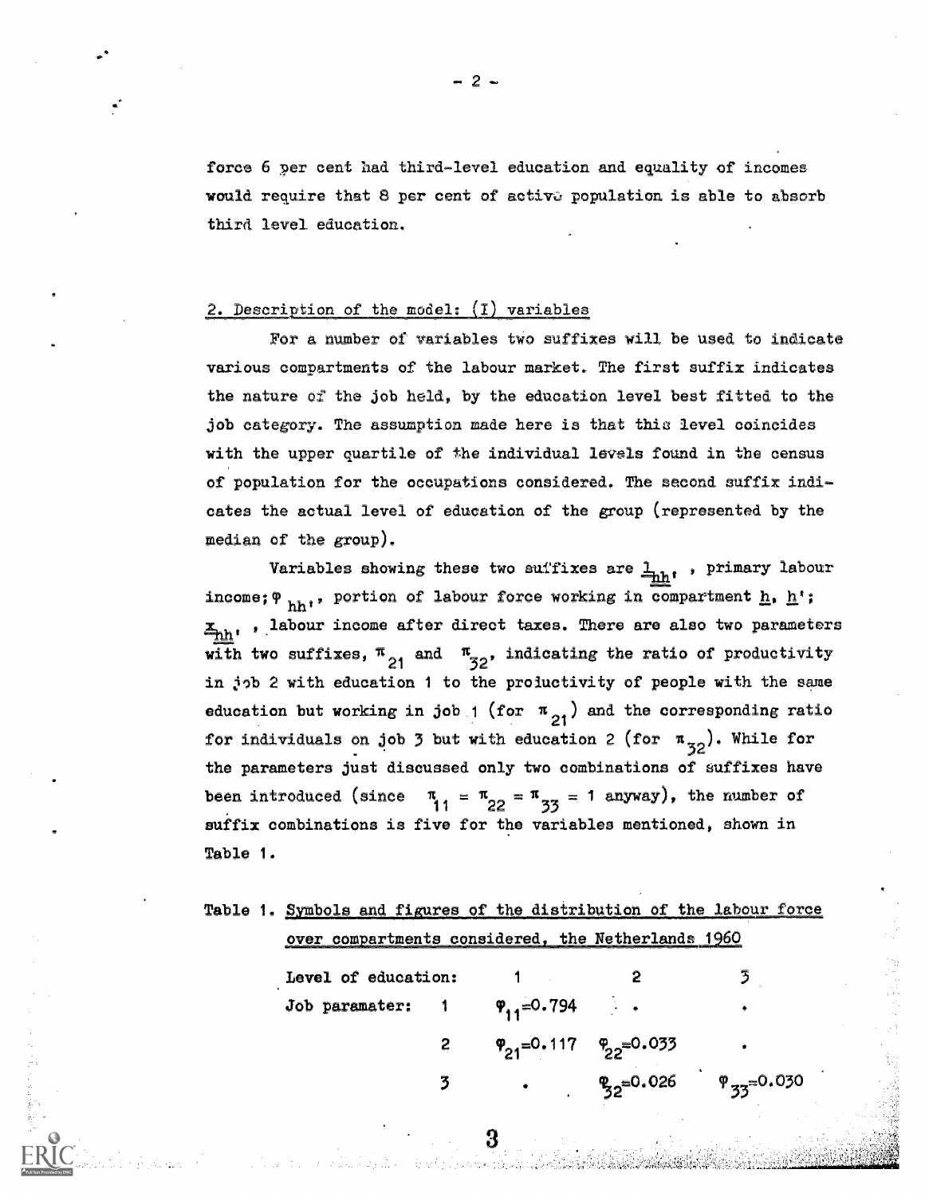force 6 per cent had third-level education and equality of incomes would require that 8 per cent of active population is able to absorb third level education.

## 2. Description of the model: (I) variables

For a number of variables two suffixes will be used to indicate various compartments of the labour market. The first suffix indicates the nature of the job held, by the education level best fitted to the job category. The assumption made here is that this level coincides with the upper quartile of the individual levels found in the census of population for the occupations considered. The second suffix indicates the actual level of education of the group (represented by the median of the group).

Variables showing these two suffixes are $\underline{l}_{hh'}$, primary labour income; $\varphi_{hh'}$, portion of labour force working in compartment $\underline{h}$, $\underline{h}'$; $\underline{x}_{hh'}$, labour income after direct taxes. There are also two parameters with two suffixes, $\pi_{21}$ and $\pi_{32}$, indicating the ratio of productivity in job 2 with education 1 to the productivity of people with the same education but working in job 1 (for $\pi_{21}$) and the corresponding ratio for individuals on job 3 but with education 2 (for $\pi_{32}$). While for the parameters just discussed only two combinations of suffixes have been introduced (since $\pi_{11} = \pi_{22} = \pi_{33} = 1$ anyway), the number of suffix combinations is five for the variables mentioned, shown in Table 1.

Table 1. Symbols and figures of the distribution of the labour force over compartments considered, the Netherlands 1960

| Level of education: | | 1 | 2 | 3 |
|---|---|---|---|---|
| Job paramater: | 1 | $\varphi_{11}=0.794$ | . | . |
| | 2 | $\varphi_{21}=0.117$ | $\varphi_{22}=0.033$ | . |
| | 3 | . | $\varphi_{32}=0.026$ | $\varphi_{33}=0.030$ |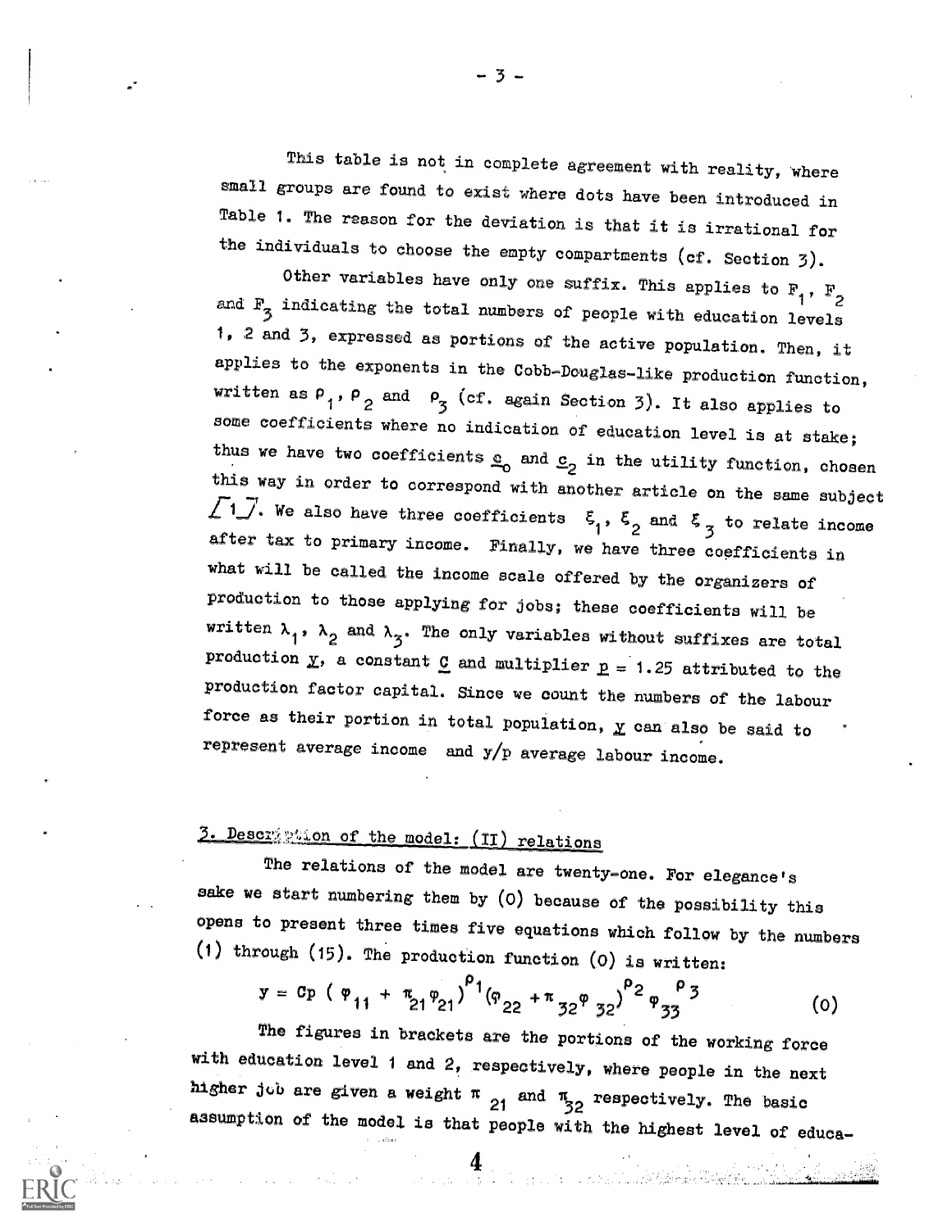This table is not in complete agreement with reality, where small groups are found to exist where dots have been introduced in Table 1. The reason for the deviation is that it is irrational for the individuals to choose the empty compartments (cf. Section 3).

Other variables have only one suffix. This applies to $F_1$, $F_2$ and $F_3$ indicating the total numbers of people with education levels 1, 2 and 3, expressed as portions of the active population. Then, it applies to the exponents in the Cobb-Douglas-like production function, written as $\rho_1$, $\rho_2$ and $\rho_3$ (cf. again Section 3). It also applies to some coefficients where no indication of education level is at stake; thus we have two coefficients $\underline{c}_0$ and $\underline{c}_2$ in the utility function, chosen this way in order to correspond with another article on the same subject [1]. We also have three coefficients $\xi_1$, $\xi_2$ and $\xi_3$ to relate income after tax to primary income. Finally, we have three coefficients in what will be called the income scale offered by the organizers of production to those applying for jobs; these coefficients will be written $\lambda_1$, $\lambda_2$ and $\lambda_3$. The only variables without suffixes are total production $\underline{y}$, a constant $\underline{C}$ and multiplier $\underline{p} = 1.25$ attributed to the production factor capital. Since we count the numbers of the labour force as their portion in total population, $\underline{y}$ can also be said to represent average income and $y/p$ average labour income.

## 3. Description of the model: (II) relations

The relations of the model are twenty-one. For elegance's sake we start numbering them by (0) because of the possibility this opens to present three times five equations which follow by the numbers (1) through (15). The production function (0) is written:

$$y = Cp\,(\varphi_{11} + \pi_{21}\varphi_{21})^{\rho_1}(\varphi_{22} + \pi_{32}\varphi_{32})^{\rho_2}\varphi_{33}^{\rho_3} \qquad (0)$$

The figures in brackets are the portions of the working force with education level 1 and 2, respectively, where people in the next higher job are given a weight $\pi_{21}$ and $\pi_{32}$ respectively. The basic assumption of the model is that people with the highest level of educa-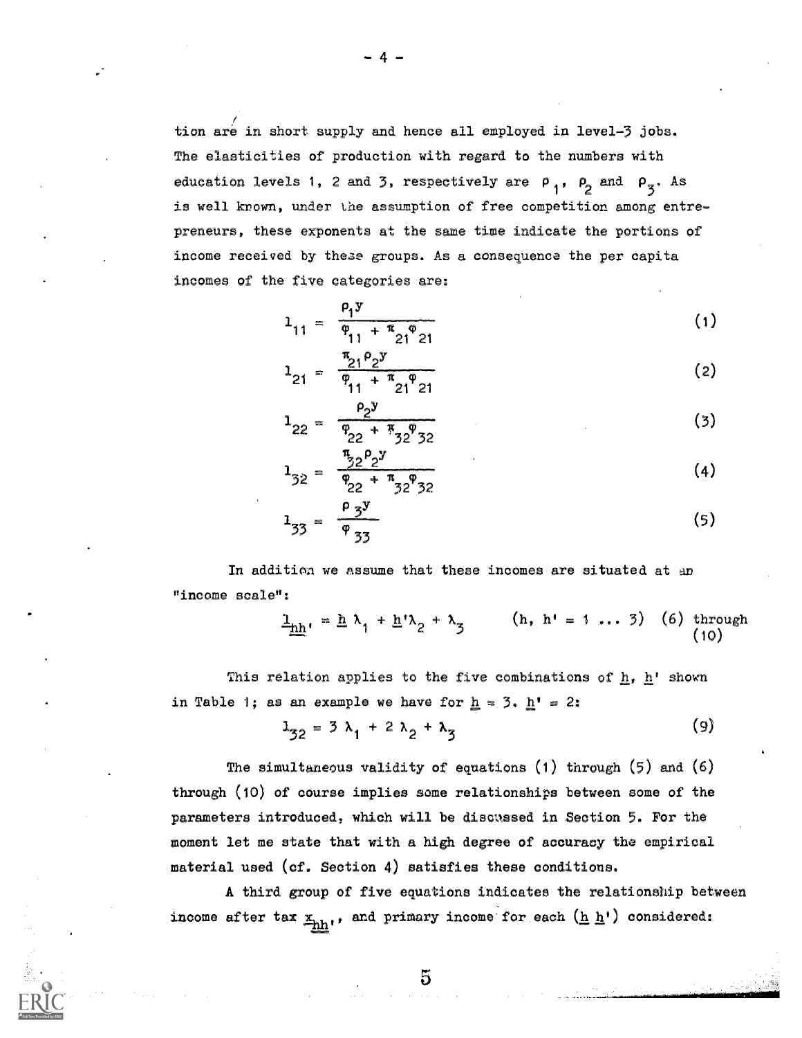tion are in short supply and hence all employed in level-3 jobs. The elasticities of production with regard to the numbers with education levels 1, 2 and 3, respectively are $\rho_1$, $\rho_2$ and $\rho_3$. As is well known, under the assumption of free competition among entrepreneurs, these exponents at the same time indicate the portions of income received by these groups. As a consequence the per capita incomes of the five categories are:

$$l_{11} = \frac{\rho_1 y}{\varphi_{11} + \pi_{21}\varphi_{21}} \qquad (1)$$

$$l_{21} = \frac{\pi_{21}\rho_2 y}{\varphi_{11} + \pi_{21}\varphi_{21}} \qquad (2)$$

$$l_{22} = \frac{\rho_2 y}{\varphi_{22} + \pi_{32}\varphi_{32}} \qquad (3)$$

$$l_{32} = \frac{\pi_{32}\rho_2 y}{\varphi_{22} + \pi_{32}\varphi_{32}} \qquad (4)$$

$$l_{33} = \frac{\rho_3 y}{\varphi_{33}} \qquad (5)$$

In addition we assume that these incomes are situated at an "income scale":

$$\underline{l}_{\underline{hh}'} = \underline{h}\,\lambda_1 + \underline{h}'\lambda_2 + \lambda_3 \qquad (h,\ h' = 1 \ldots 3) \quad (6) \text{ through } (10)$$

This relation applies to the five combinations of $\underline{h}$, $\underline{h}'$ shown in Table 1; as an example we have for $\underline{h} = 3$, $\underline{h}' = 2$:

$$l_{32} = 3\,\lambda_1 + 2\,\lambda_2 + \lambda_3 \qquad (9)$$

The simultaneous validity of equations (1) through (5) and (6) through (10) of course implies some relationships between some of the parameters introduced, which will be discussed in Section 5. For the moment let me state that with a high degree of accuracy the empirical material used (cf. Section 4) satisfies these conditions.

A third group of five equations indicates the relationship between income after tax $\underline{x}_{\underline{hh}'}$, and primary income for each ($\underline{h}$ $\underline{h}'$) considered: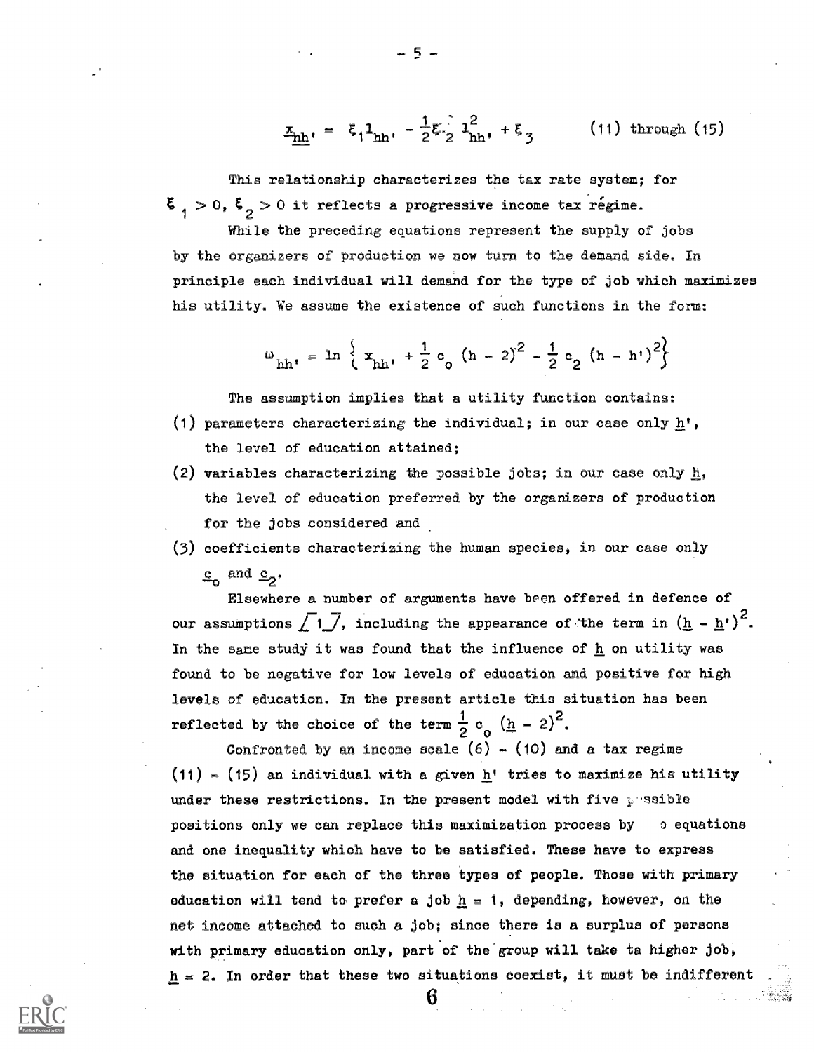$$\underline{x}_{hh'} = \xi_1 l_{hh'} - \frac{1}{2}\xi_2 l_{hh'}^2 + \xi_3 \qquad \text{(11) through (15)}$$

This relationship characterizes the tax rate system; for $\xi_1 > 0$, $\xi_2 > 0$ it reflects a progressive income tax régime.

While the preceding equations represent the supply of jobs by the organizers of production we now turn to the demand side. In principle each individual will demand for the type of job which maximizes his utility. We assume the existence of such functions in the form:

$$\omega_{hh'} = \ln \left\{ x_{hh'} + \frac{1}{2} c_o (h - 2)^2 - \frac{1}{2} c_2 (h - h')^2 \right\}$$

The assumption implies that a utility function contains:

(1) parameters characterizing the individual; in our case only $\underline{h}'$, the level of education attained;

(2) variables characterizing the possible jobs; in our case only $\underline{h}$, the level of education preferred by the organizers of production for the jobs considered and

(3) coefficients characterizing the human species, in our case only $\underline{c}_o$ and $\underline{c}_2$.

Elsewhere a number of arguments have been offered in defence of our assumptions [1], including the appearance of the term in $(\underline{h} - \underline{h}')^2$. In the same study it was found that the influence of $\underline{h}$ on utility was found to be negative for low levels of education and positive for high levels of education. In the present article this situation has been reflected by the choice of the term $\frac{1}{2} c_o (\underline{h} - 2)^2$.

Confronted by an income scale (6) – (10) and a tax regime (11) – (15) an individual with a given $\underline{h}'$ tries to maximize his utility under these restrictions. In the present model with five possible positions only we can replace this maximization process by o equations and one inequality which have to be satisfied. These have to express the situation for each of the three types of people. Those with primary education will tend to prefer a job $\underline{h} = 1$, depending, however, on the net income attached to such a job; since there is a surplus of persons with primary education only, part of the group will take ta higher job, $\underline{h} = 2$. In order that these two situations coexist, it must be indifferent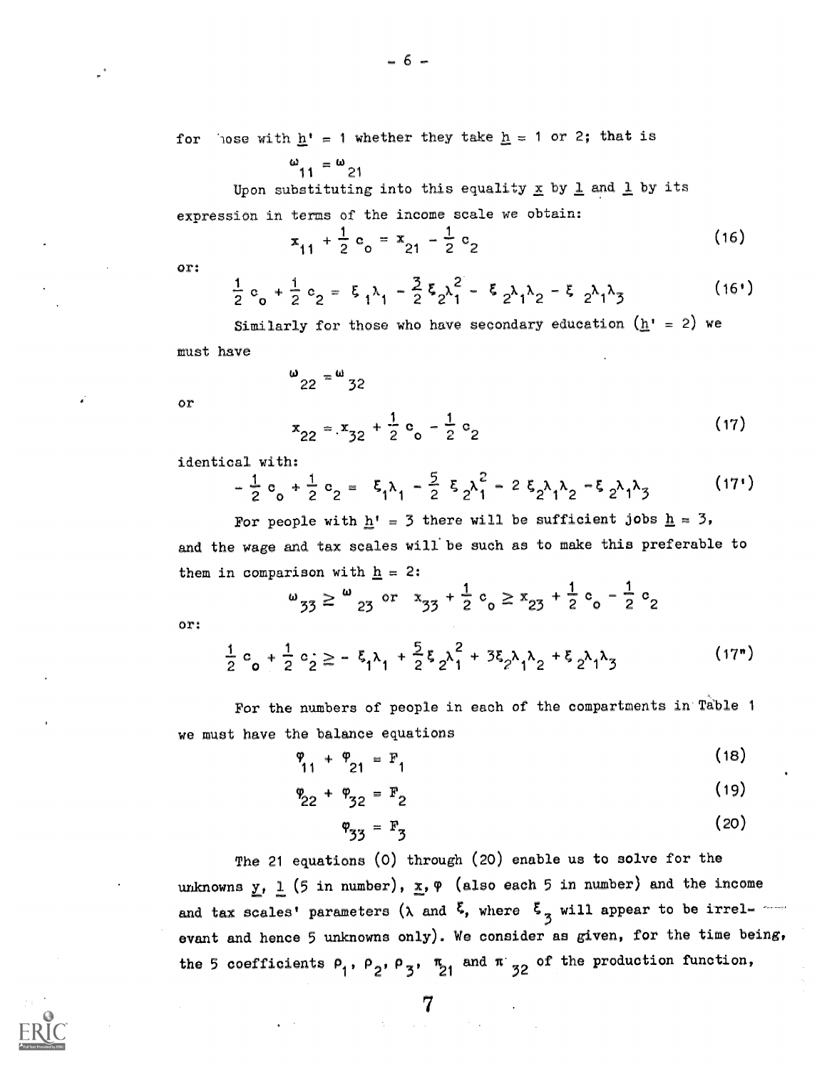for those with $\underline{h}' = 1$ whether they take $\underline{h} = 1$ or 2; that is

$$\omega_{11} = \omega_{21}$$

Upon substituting into this equality $\underline{x}$ by $\underline{l}$ and $\underline{l}$ by its expression in terms of the income scale we obtain:

$$x_{11} + \frac{1}{2} c_o = x_{21} - \frac{1}{2} c_2 \tag{16}$$

or:

$$\frac{1}{2} c_o + \frac{1}{2} c_2 = \xi_1 \lambda_1 - \frac{3}{2} \xi_2 \lambda_1^2 - \xi_2 \lambda_1 \lambda_2 - \xi_2 \lambda_1 \lambda_3 \tag{16'}$$

Similarly for those who have secondary education ($\underline{h}' = 2$) we must have

$$\omega_{22} = \omega_{32}$$

or

$$x_{22} = x_{32} + \frac{1}{2} c_o - \frac{1}{2} c_2 \tag{17}$$

identical with:

$$-\frac{1}{2} c_o + \frac{1}{2} c_2 = \xi_1 \lambda_1 - \frac{5}{2} \xi_2 \lambda_1^2 - 2 \xi_2 \lambda_1 \lambda_2 - \xi_2 \lambda_1 \lambda_3 \tag{17'}$$

For people with $\underline{h}' = 3$ there will be sufficient jobs $\underline{h} = 3$, and the wage and tax scales will be such as to make this preferable to them in comparison with $\underline{h} = 2$:

$$\omega_{33} \geq \omega_{23} \text{ or } x_{33} + \frac{1}{2} c_o \geq x_{23} + \frac{1}{2} c_o - \frac{1}{2} c_2$$

or:

$$\frac{1}{2} c_o + \frac{1}{2} c_2 \geq - \xi_1 \lambda_1 + \frac{5}{2} \xi_2 \lambda_1^2 + 3 \xi_2 \lambda_1 \lambda_2 + \xi_2 \lambda_1 \lambda_3 \tag{17''}$$

For the numbers of people in each of the compartments in Table 1 we must have the balance equations

$$\varphi_{11} + \varphi_{21} = F_1 \tag{18}$$

$$\varphi_{22} + \varphi_{32} = F_2 \tag{19}$$

$$\varphi_{33} = F_3 \tag{20}$$

The 21 equations (0) through (20) enable us to solve for the unknowns $\underline{y}$, $\underline{l}$ (5 in number), $\underline{x}$, $\varphi$ (also each 5 in number) and the income and tax scales' parameters ($\lambda$ and $\xi$, where $\xi_3$ will appear to be irrelevant and hence 5 unknowns only). We consider as given, for the time being, the 5 coefficients $\rho_1$, $\rho_2$, $\rho_3$, $\pi_{21}$ and $\pi_{32}$ of the production function,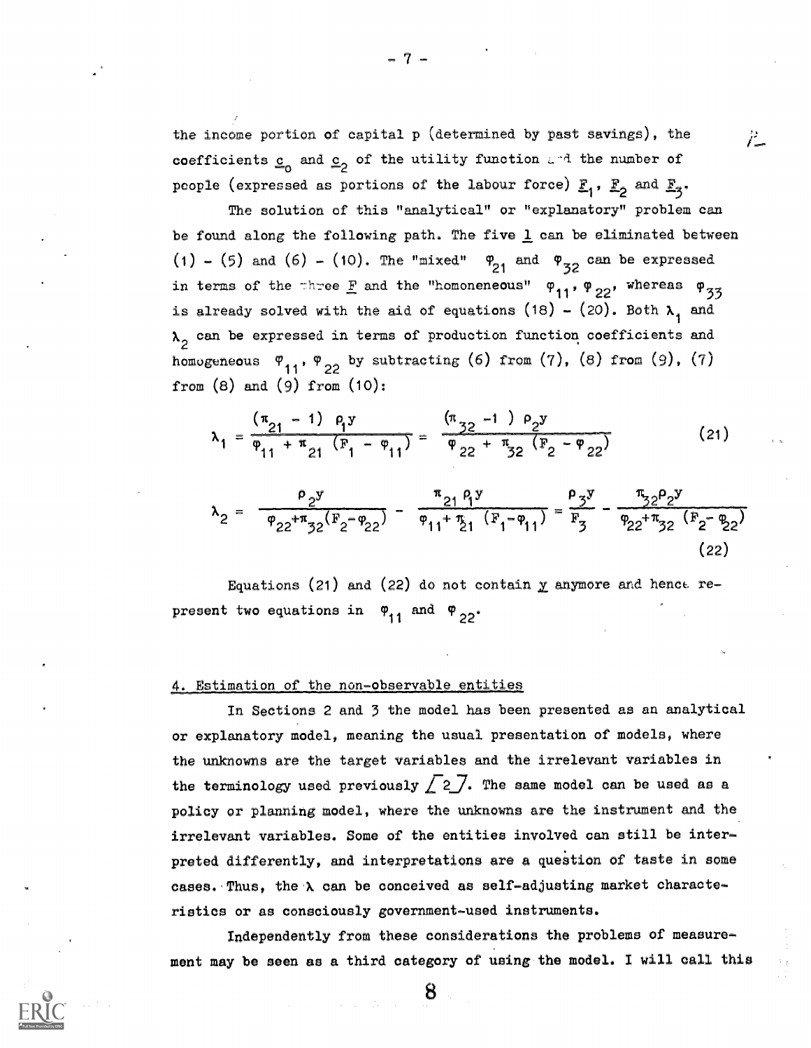the income portion of capital p (determined by past savings), the coefficients $\underline{c}_0$ and $\underline{c}_2$ of the utility function and the number of people (expressed as portions of the labour force) $\underline{F}_1$, $\underline{F}_2$ and $\underline{F}_3$.

The solution of this "analytical" or "explanatory" problem can be found along the following path. The five $\underline{l}$ can be eliminated between (1) - (5) and (6) - (10). The "mixed" $\varphi_{21}$ and $\varphi_{32}$ can be expressed in terms of the three $\underline{F}$ and the "homoneneous" $\varphi_{11}$, $\varphi_{22}$, whereas $\varphi_{33}$ is already solved with the aid of equations (18) - (20). Both $\lambda_1$ and $\lambda_2$ can be expressed in terms of production function coefficients and homogeneous $\varphi_{11}$, $\varphi_{22}$ by subtracting (6) from (7), (8) from (9), (7) from (8) and (9) from (10):

$$\lambda_1 = \frac{(\pi_{21} - 1)\ \rho_1 y}{\varphi_{11} + \pi_{21}\ (F_1 - \varphi_{11})} = \frac{(\pi_{32} - 1)\ \rho_2 y}{\varphi_{22} + \pi_{32}\ (F_2 - \varphi_{22})} \tag{21}$$

$$\lambda_2 = \frac{\rho_2 y}{\varphi_{22} + \pi_{32}(F_2 - \varphi_{22})} - \frac{\pi_{21}\ \rho_1 y}{\varphi_{11} + \pi_{21}\ (F_1 - \varphi_{11})} = \frac{\rho_3 y}{F_3} - \frac{\pi_{32} \rho_2 y}{\varphi_{22} + \pi_{32}\ (F_2 - \varphi_{22})} \tag{22}$$

Equations (21) and (22) do not contain $\underline{y}$ anymore and hence represent two equations in $\varphi_{11}$ and $\varphi_{22}$.

## 4. Estimation of the non-observable entities

In Sections 2 and 3 the model has been presented as an analytical or explanatory model, meaning the usual presentation of models, where the unknowns are the target variables and the irrelevant variables in the terminology used previously [2]. The same model can be used as a policy or planning model, where the unknowns are the instrument and the irrelevant variables. Some of the entities involved can still be interpreted differently, and interpretations are a question of taste in some cases. Thus, the $\lambda$ can be conceived as self-adjusting market characteristics or as consciously government-used instruments.

Independently from these considerations the problems of measurement may be seen as a third category of using the model. I will call this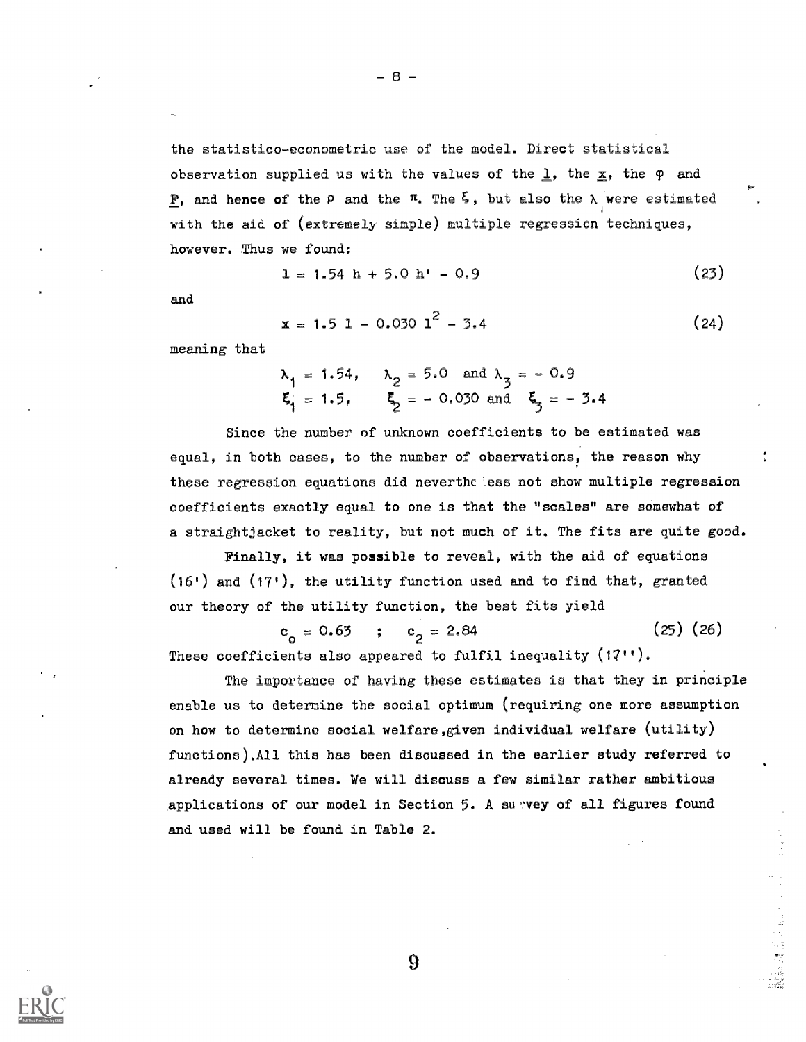the statistico-econometric use of the model. Direct statistical observation supplied us with the values of the $\underline{l}$, the $\underline{x}$, the $\varphi$ and $\underline{F}$, and hence of the $\rho$ and the $\pi$. The $\xi$, but also the $\lambda$ were estimated with the aid of (extremely simple) multiple regression techniques, however. Thus we found:

$$l = 1.54\ h + 5.0\ h' - 0.9 \tag{23}$$

and

$$x = 1.5\ l - 0.030\ l^2 - 3.4 \tag{24}$$

meaning that

$$\lambda_1 = 1.54, \quad \lambda_2 = 5.0 \text{ and } \lambda_3 = -0.9$$
$$\xi_1 = 1.5, \quad \xi_2 = -0.030 \text{ and } \xi_3 = -3.4$$

Since the number of unknown coefficients to be estimated was equal, in both cases, to the number of observations, the reason why these regression equations did nevertheless not show multiple regression coefficients exactly equal to one is that the "scales" are somewhat of a straightjacket to reality, but not much of it. The fits are quite good.

Finally, it was possible to reveal, with the aid of equations (16') and (17'), the utility function used and to find that, granted our theory of the utility function, the best fits yield

$$c_o = 0.63 \quad ; \quad c_2 = 2.84 \tag{25) (26}$$

These coefficients also appeared to fulfil inequality (17'').

The importance of having these estimates is that they in principle enable us to determine the social optimum (requiring one more assumption on how to determine social welfare, given individual welfare (utility) functions). All this has been discussed in the earlier study referred to already several times. We will discuss a few similar rather ambitious applications of our model in Section 5. A survey of all figures found and used will be found in Table 2.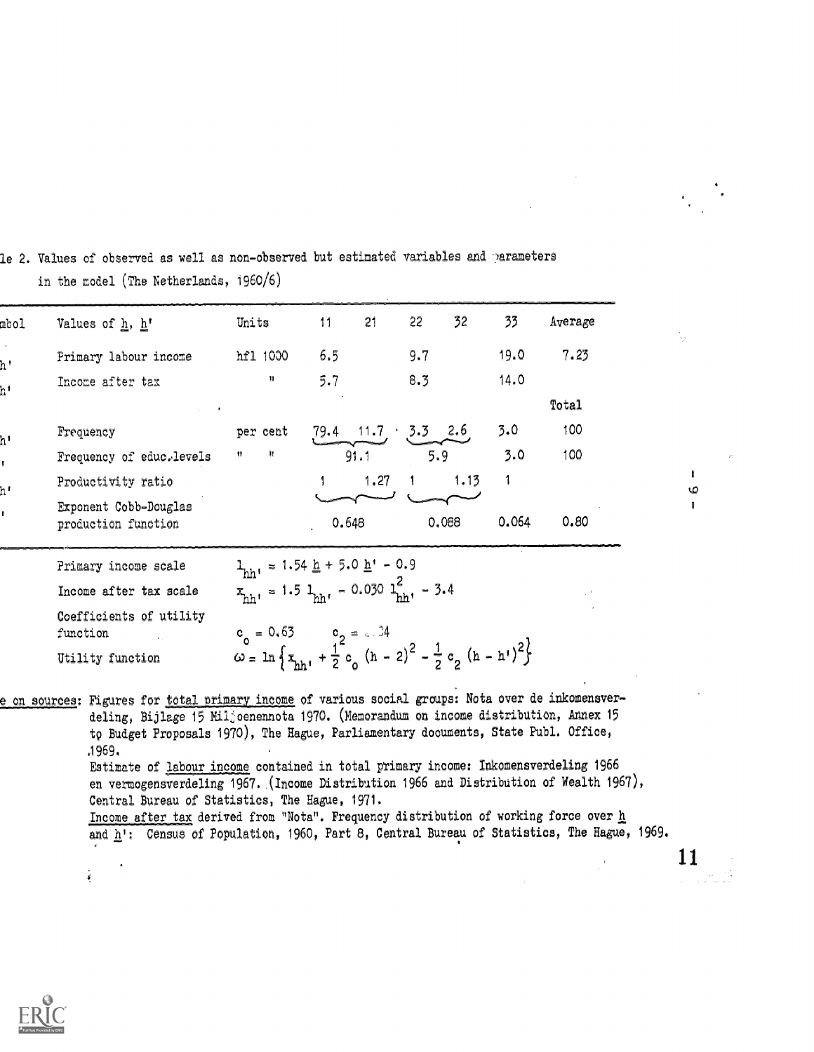le 2. Values of observed as well as non-observed but estimated variables and parameters in the model (The Netherlands, 1960/6)

| mbol | Values of $\underline{h}$, $\underline{h}'$ | Units | 11 | 21 | 22 | 32 | 33 | Average |
|---|---|---|---|---|---|---|---|---|
| h' | Primary labour income | hfl 1000 | 6.5 | | 9.7 | | 19.0 | 7.23 |
| h' | Income after tax | " | 5.7 | | 8.3 | | 14.0 | |
| | | | | | | | | Total |
| h' | Frequency | per cent | 79.4 | 11.7 | 3.3 | 2.6 | 3.0 | 100 |
| ' | Frequency of educ. levels | " " | 91.1 | | 5.9 | | 3.0 | 100 |
| h' | Productivity ratio | | 1 | 1.27 | 1 | 1.13 | 1 | |
| ' | Exponent Cobb-Douglas production function | | 0.648 | | 0.088 | | 0.064 | 0.80 |

Primary income scale $\quad l_{hh'} = 1.54\,\underline{h} + 5.0\,\underline{h}' - 0.9$

Income after tax scale $\quad x_{hh'} = 1.5\, l_{hh'} - 0.030\, l^2_{hh'} - 3.4$

Coefficients of utility function $\quad c_o = 0.63 \qquad c_2 = .\,.34$

Utility function $\quad \omega = \ln \left\{ x_{hh'} + \frac{1}{2} c_o (h - 2)^2 - \frac{1}{2} c_2 (h - h')^2 \right\}$

e on sources: Figures for total primary income of various social groups: Nota over de inkomensverdeling, Bijlage 15 Miljoenennota 1970. (Memorandum on income distribution, Annex 15 to Budget Proposals 1970), The Hague, Parliamentary documents, State Publ. Office, 1969.
Estimate of labour income contained in total primary income: Inkomensverdeling 1966 en vermogensverdeling 1967. (Income Distribution 1966 and Distribution of Wealth 1967), Central Bureau of Statistics, The Hague, 1971.
Income after tax derived from "Nota". Frequency distribution of working force over $\underline{h}$ and $\underline{h}'$: Census of Population, 1960, Part 8, Central Bureau of Statistics, The Hague, 1969.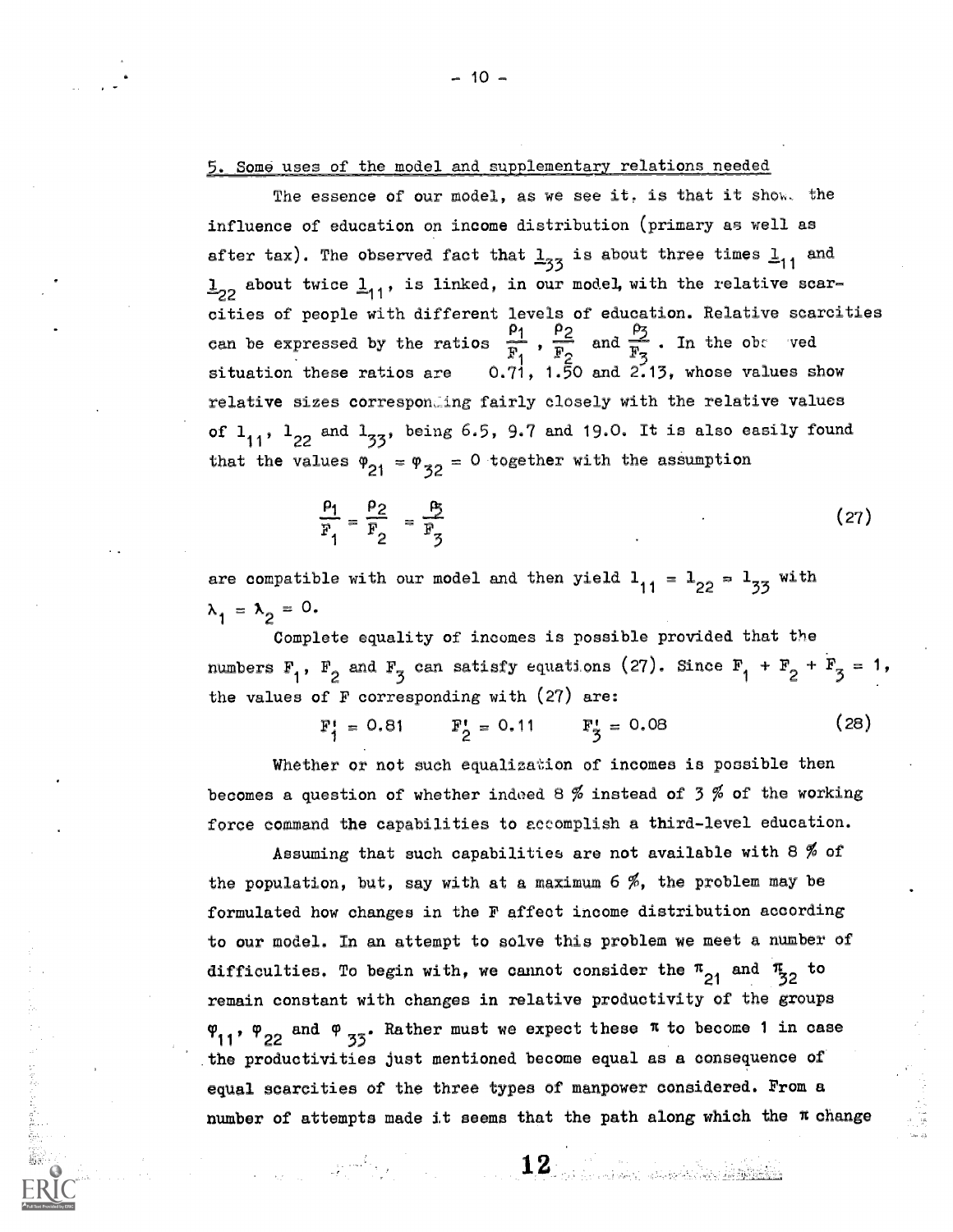## 5. Some uses of the model and supplementary relations needed

The essence of our model, as we see it, is that it shows the influence of education on income distribution (primary as well as after tax). The observed fact that $\underline{l}_{33}$ is about three times $\underline{l}_{11}$ and $\underline{l}_{22}$ about twice $\underline{l}_{11}$, is linked, in our model, with the relative scarcities of people with different levels of education. Relative scarcities can be expressed by the ratios $\frac{\rho_1}{F_1}$, $\frac{\rho_2}{F_2}$ and $\frac{\rho_3}{F_3}$. In the observed situation these ratios are 0.71, 1.50 and 2.13, whose values show relative sizes corresponding fairly closely with the relative values of $l_{11}$, $l_{22}$ and $l_{33}$, being 6.5, 9.7 and 19.0. It is also easily found that the values $\varphi_{21} = \varphi_{32} = 0$ together with the assumption

$$\frac{\rho_1}{F_1} = \frac{\rho_2}{F_2} = \frac{\rho_3}{F_3} \tag{27}$$

are compatible with our model and then yield $l_{11} = l_{22} = l_{33}$ with $\lambda_1 = \lambda_2 = 0$.

Complete equality of incomes is possible provided that the numbers $F_1$, $F_2$ and $F_3$ can satisfy equations (27). Since $F_1 + F_2 + F_3 = 1$, the values of F corresponding with (27) are:

$$F_1' = 0.81 \qquad F_2' = 0.11 \qquad F_3' = 0.08 \tag{28}$$

Whether or not such equalization of incomes is possible then becomes a question of whether indeed 8 % instead of 3 % of the working force command the capabilities to accomplish a third-level education.

Assuming that such capabilities are not available with 8 % of the population, but, say with at a maximum 6 %, the problem may be formulated how changes in the F affect income distribution according to our model. In an attempt to solve this problem we meet a number of difficulties. To begin with, we cannot consider the $\pi_{21}$ and $\pi_{32}$ to remain constant with changes in relative productivity of the groups $\varphi_{11}$, $\varphi_{22}$ and $\varphi_{33}$. Rather must we expect these $\pi$ to become 1 in case the productivities just mentioned become equal as a consequence of equal scarcities of the three types of manpower considered. From a number of attempts made it seems that the path along which the $\pi$ change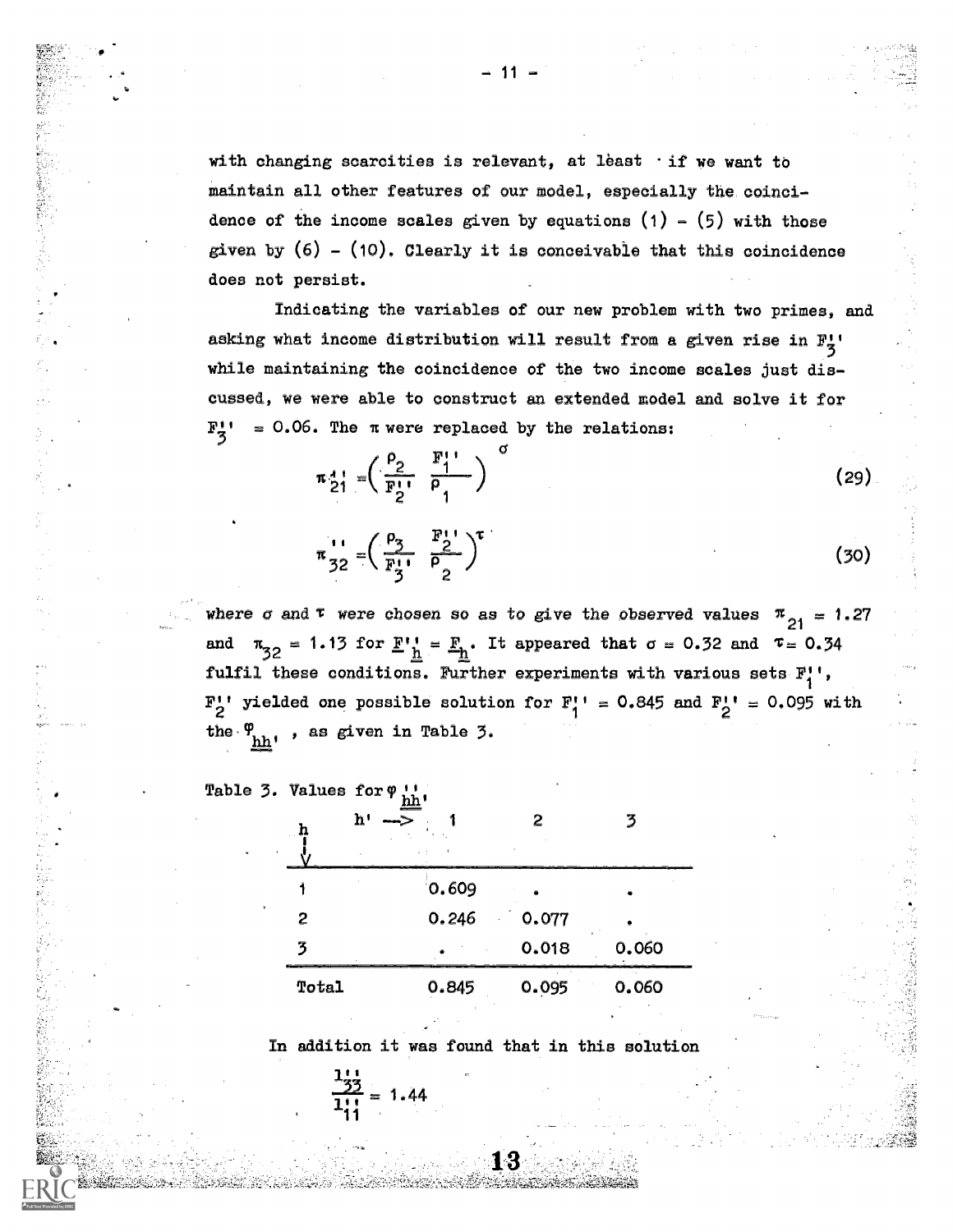with changing scarcities is relevant, at least if we want to maintain all other features of our model, especially the coincidence of the income scales given by equations (1) - (5) with those given by (6) - (10). Clearly it is conceivable that this coincidence does not persist.

Indicating the variables of our new problem with two primes, and asking what income distribution will result from a given rise in $F_3''$ while maintaining the coincidence of the two income scales just discussed, we were able to construct an extended model and solve it for $F_3'' = 0.06$. The $\pi$ were replaced by the relations:

$$\pi_{21}'' = \left( \frac{\rho_2}{F_2''} \frac{F_1''}{\rho_1} \right)^{\sigma} \tag{29}$$

$$\pi_{32}'' = \left( \frac{\rho_3}{F_3''} \frac{F_2''}{\rho_2} \right)^{\tau} \tag{30}$$

where $\sigma$ and $\tau$ were chosen so as to give the observed values $\pi_{21} = 1.27$ and $\pi_{32} = 1.13$ for $\underline{F}_{\underline{h}}'' = \underline{F}_{\underline{h}}$. It appeared that $\sigma = 0.32$ and $\tau = 0.34$ fulfil these conditions. Further experiments with various sets $F_1''$, $F_2''$ yielded one possible solution for $F_1'' = 0.845$ and $F_2'' = 0.095$ with the $\varphi_{\underline{hh}'}$, as given in Table 3.

Table 3. Values for $\varphi_{\underline{hh}'}''$

| h ↓ \ h' → | 1 | 2 | 3 |
|---|---|---|---|
| 1 | 0.609 | . | . |
| 2 | 0.246 | 0.077 | . |
| 3 | . | 0.018 | 0.060 |
| Total | 0.845 | 0.095 | 0.060 |

In addition it was found that in this solution

$$\frac{l_{33}''}{l_{11}''} = 1.44$$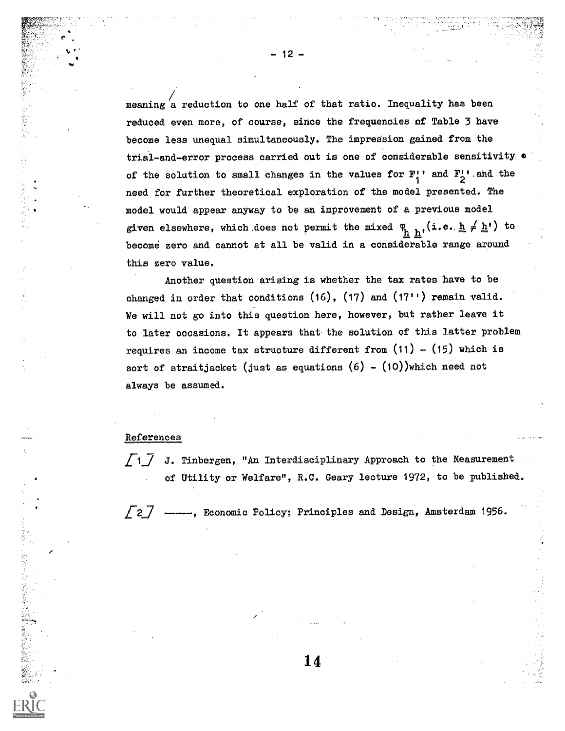meaning a reduction to one half of that ratio. Inequality has been reduced even more, of course, since the frequencies of Table 3 have become less unequal simultaneously. The impression gained from the trial-and-error process carried out is one of considerable sensitivity of the solution to small changes in the values for $F_1''$ and $F_2''$ and the need for further theoretical exploration of the model presented. The model would appear anyway to be an improvement of a previous model given elsewhere, which does not permit the mixed $\varphi_{\underline{h}\,\underline{h}'}$ (i.e. $\underline{h} \neq \underline{h}'$) to become zero and cannot at all be valid in a considerable range around this zero value.

Another question arising is whether the tax rates have to be changed in order that conditions (16), (17) and (17'') remain valid. We will not go into this question here, however, but rather leave it to later occasions. It appears that the solution of this latter problem requires an income tax structure different from (11) - (15) which is sort of straitjacket (just as equations (6) - (10)) which need not always be assumed.

## References

[1] J. Tinbergen, "An Interdisciplinary Approach to the Measurement of Utility or Welfare", R.C. Geary lecture 1972, to be published.

[2] -----, Economic Policy; Principles and Design, Amsterdam 1956.